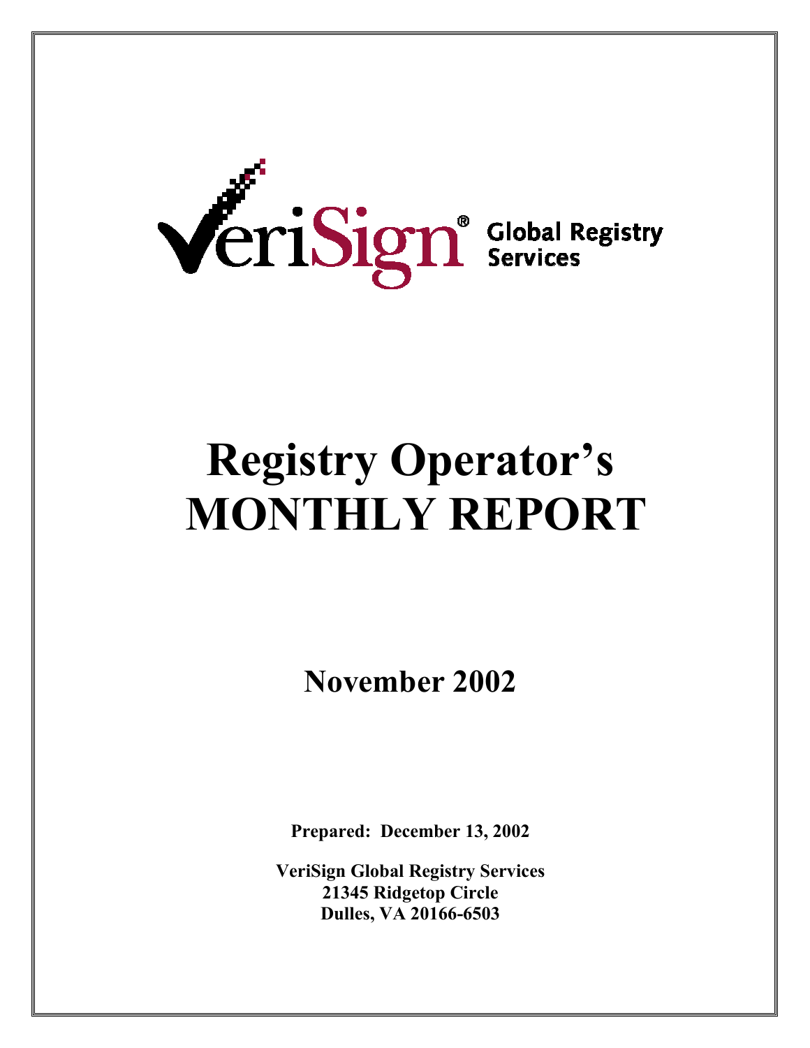VeriSign® Global Registry Services

# Registry Operator's MONTHLY REPORT

## November 2002

**Prepared: December 13, 2002**

**VeriSign Global Registry Services**
**21345 Ridgetop Circle**
**Dulles, VA 20166-6503**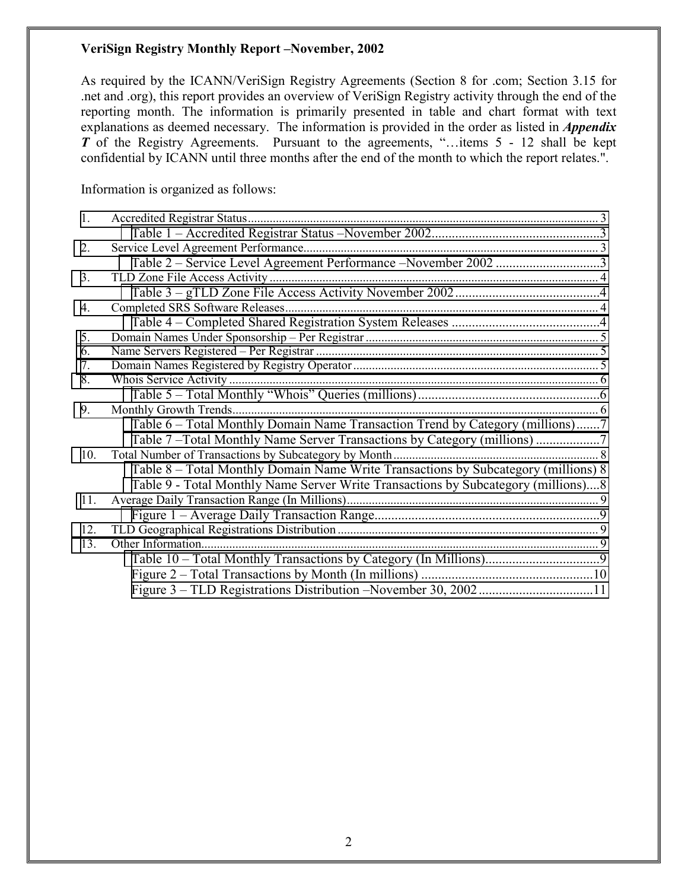**VeriSign Registry Monthly Report –November, 2002**

As required by the ICANN/VeriSign Registry Agreements (Section 8 for .com; Section 3.15 for .net and .org), this report provides an overview of VeriSign Registry activity through the end of the reporting month. The information is primarily presented in table and chart format with text explanations as deemed necessary. The information is provided in the order as listed in ***Appendix T*** of the Registry Agreements. Pursuant to the agreements, "…items 5 - 12 shall be kept confidential by ICANN until three months after the end of the month to which the report relates.".

Information is organized as follows:

1. Accredited Registrar Status ........ 3
   - Table 1 – Accredited Registrar Status –November 2002 ........ 3
2. Service Level Agreement Performance ........ 3
   - Table 2 – Service Level Agreement Performance –November 2002 ........ 3
3. TLD Zone File Access Activity ........ 4
   - Table 3 – gTLD Zone File Access Activity November 2002 ........ 4
4. Completed SRS Software Releases ........ 4
   - Table 4 – Completed Shared Registration System Releases ........ 4
5. Domain Names Under Sponsorship – Per Registrar ........ 5
6. Name Servers Registered – Per Registrar ........ 5
7. Domain Names Registered by Registry Operator ........ 5
8. Whois Service Activity ........ 6
   - Table 5 – Total Monthly "Whois" Queries (millions) ........ 6
9. Monthly Growth Trends ........ 6
   - Table 6 – Total Monthly Domain Name Transaction Trend by Category (millions) ........ 7
   - Table 7 –Total Monthly Name Server Transactions by Category (millions) ........ 7
10. Total Number of Transactions by Subcategory by Month ........ 8
    - Table 8 – Total Monthly Domain Name Write Transactions by Subcategory (millions) 8
    - Table 9 - Total Monthly Name Server Write Transactions by Subcategory (millions) ........ 8
11. Average Daily Transaction Range (In Millions) ........ 9
    - Figure 1 – Average Daily Transaction Range ........ 9
12. TLD Geographical Registrations Distribution ........ 9
13. Other Information ........ 9
    - Table 10 – Total Monthly Transactions by Category (In Millions) ........ 9
    - Figure 2 – Total Transactions by Month (In millions) ........ 10
    - Figure 3 – TLD Registrations Distribution –November 30, 2002 ........ 11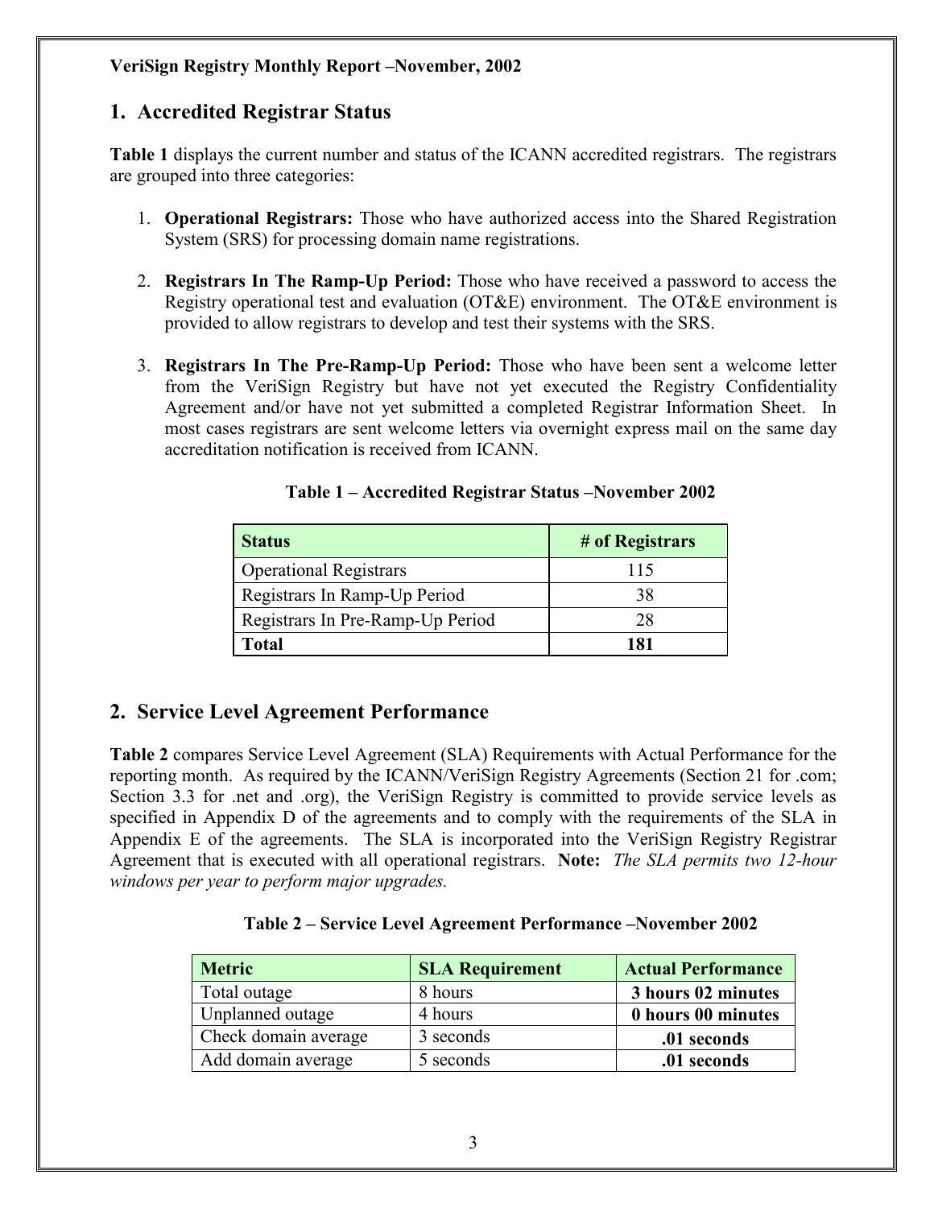**VeriSign Registry Monthly Report –November, 2002**

## 1. Accredited Registrar Status

**Table 1** displays the current number and status of the ICANN accredited registrars. The registrars are grouped into three categories:

1. **Operational Registrars:** Those who have authorized access into the Shared Registration System (SRS) for processing domain name registrations.

2. **Registrars In The Ramp-Up Period:** Those who have received a password to access the Registry operational test and evaluation (OT&E) environment. The OT&E environment is provided to allow registrars to develop and test their systems with the SRS.

3. **Registrars In The Pre-Ramp-Up Period:** Those who have been sent a welcome letter from the VeriSign Registry but have not yet executed the Registry Confidentiality Agreement and/or have not yet submitted a completed Registrar Information Sheet. In most cases registrars are sent welcome letters via overnight express mail on the same day accreditation notification is received from ICANN.

**Table 1 – Accredited Registrar Status –November 2002**

| Status | # of Registrars |
|---|---|
| Operational Registrars | 115 |
| Registrars In Ramp-Up Period | 38 |
| Registrars In Pre-Ramp-Up Period | 28 |
| **Total** | **181** |

## 2. Service Level Agreement Performance

**Table 2** compares Service Level Agreement (SLA) Requirements with Actual Performance for the reporting month. As required by the ICANN/VeriSign Registry Agreements (Section 21 for .com; Section 3.3 for .net and .org), the VeriSign Registry is committed to provide service levels as specified in Appendix D of the agreements and to comply with the requirements of the SLA in Appendix E of the agreements. The SLA is incorporated into the VeriSign Registry Registrar Agreement that is executed with all operational registrars. **Note:** *The SLA permits two 12-hour windows per year to perform major upgrades.*

**Table 2 – Service Level Agreement Performance –November 2002**

| Metric | SLA Requirement | Actual Performance |
|---|---|---|
| Total outage | 8 hours | **3 hours 02 minutes** |
| Unplanned outage | 4 hours | **0 hours 00 minutes** |
| Check domain average | 3 seconds | **.01 seconds** |
| Add domain average | 5 seconds | **.01 seconds** |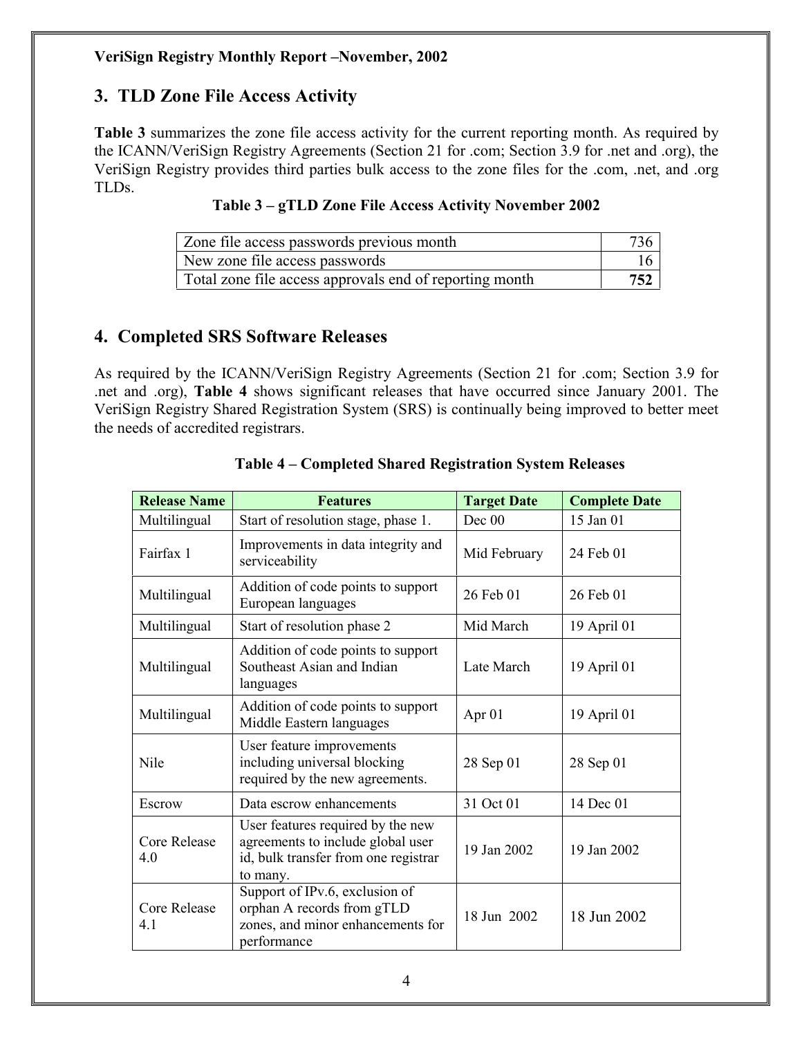## 3. TLD Zone File Access Activity

**Table 3** summarizes the zone file access activity for the current reporting month. As required by the ICANN/VeriSign Registry Agreements (Section 21 for .com; Section 3.9 for .net and .org), the VeriSign Registry provides third parties bulk access to the zone files for the .com, .net, and .org TLDs.

**Table 3 – gTLD Zone File Access Activity November 2002**

| | |
|---|---|
| Zone file access passwords previous month | 736 |
| New zone file access passwords | 16 |
| Total zone file access approvals end of reporting month | **752** |

## 4. Completed SRS Software Releases

As required by the ICANN/VeriSign Registry Agreements (Section 21 for .com; Section 3.9 for .net and .org), **Table 4** shows significant releases that have occurred since January 2001. The VeriSign Registry Shared Registration System (SRS) is continually being improved to better meet the needs of accredited registrars.

**Table 4 – Completed Shared Registration System Releases**

| Release Name | Features | Target Date | Complete Date |
|---|---|---|---|
| Multilingual | Start of resolution stage, phase 1. | Dec 00 | 15 Jan 01 |
| Fairfax 1 | Improvements in data integrity and serviceability | Mid February | 24 Feb 01 |
| Multilingual | Addition of code points to support European languages | 26 Feb 01 | 26 Feb 01 |
| Multilingual | Start of resolution phase 2 | Mid March | 19 April 01 |
| Multilingual | Addition of code points to support Southeast Asian and Indian languages | Late March | 19 April 01 |
| Multilingual | Addition of code points to support Middle Eastern languages | Apr 01 | 19 April 01 |
| Nile | User feature improvements including universal blocking required by the new agreements. | 28 Sep 01 | 28 Sep 01 |
| Escrow | Data escrow enhancements | 31 Oct 01 | 14 Dec 01 |
| Core Release 4.0 | User features required by the new agreements to include global user id, bulk transfer from one registrar to many. | 19 Jan 2002 | 19 Jan 2002 |
| Core Release 4.1 | Support of IPv.6, exclusion of orphan A records from gTLD zones, and minor enhancements for performance | 18 Jun 2002 | 18 Jun 2002 |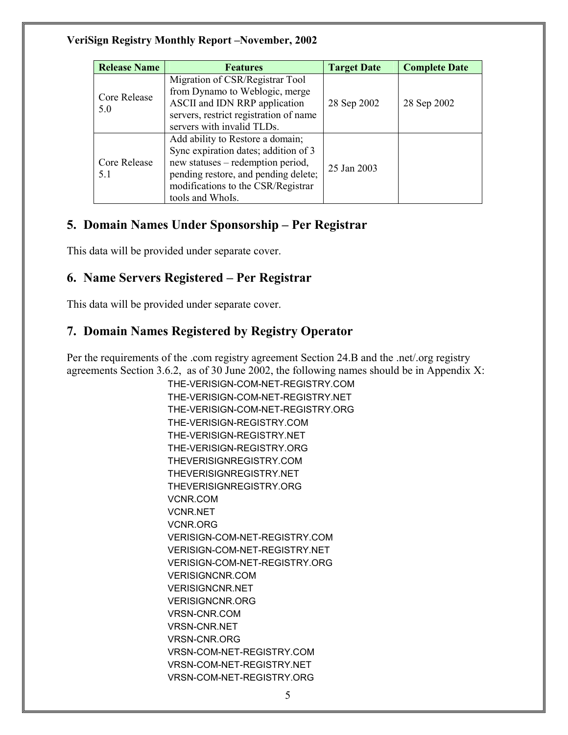| Release Name | Features | Target Date | Complete Date |
|---|---|---|---|
| Core Release 5.0 | Migration of CSR/Registrar Tool from Dynamo to Weblogic, merge ASCII and IDN RRP application servers, restrict registration of name servers with invalid TLDs. | 28 Sep 2002 | 28 Sep 2002 |
| Core Release 5.1 | Add ability to Restore a domain; Sync expiration dates; addition of 3 new statuses – redemption period, pending restore, and pending delete; modifications to the CSR/Registrar tools and WhoIs. | 25 Jan 2003 | |

## 5. Domain Names Under Sponsorship – Per Registrar

This data will be provided under separate cover.

## 6. Name Servers Registered – Per Registrar

This data will be provided under separate cover.

## 7. Domain Names Registered by Registry Operator

Per the requirements of the .com registry agreement Section 24.B and the .net/.org registry agreements Section 3.6.2, as of 30 June 2002, the following names should be in Appendix X:

THE-VERISIGN-COM-NET-REGISTRY.COM
THE-VERISIGN-COM-NET-REGISTRY.NET
THE-VERISIGN-COM-NET-REGISTRY.ORG
THE-VERISIGN-REGISTRY.COM
THE-VERISIGN-REGISTRY.NET
THE-VERISIGN-REGISTRY.ORG
THEVERISIGNREGISTRY.COM
THEVERISIGNREGISTRY.NET
THEVERISIGNREGISTRY.ORG
VCNR.COM
VCNR.NET
VCNR.ORG
VERISIGN-COM-NET-REGISTRY.COM
VERISIGN-COM-NET-REGISTRY.NET
VERISIGN-COM-NET-REGISTRY.ORG
VERISIGNCNR.COM
VERISIGNCNR.NET
VERISIGNCNR.ORG
VRSN-CNR.COM
VRSN-CNR.NET
VRSN-CNR.ORG
VRSN-COM-NET-REGISTRY.COM
VRSN-COM-NET-REGISTRY.NET
VRSN-COM-NET-REGISTRY.ORG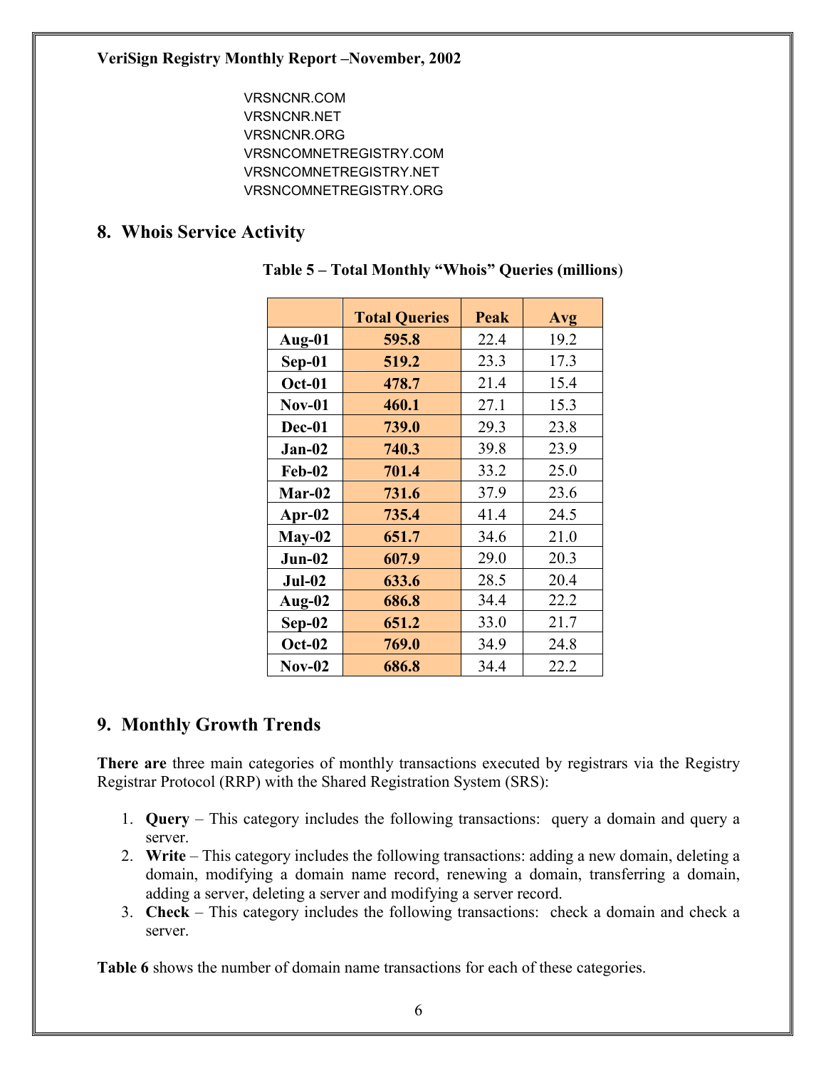VRSNCNR.COM
VRSNCNR.NET
VRSNCNR.ORG
VRSNCOMNETREGISTRY.COM
VRSNCOMNETREGISTRY.NET
VRSNCOMNETREGISTRY.ORG

## 8. Whois Service Activity

**Table 5 – Total Monthly "Whois" Queries (millions)**

| | Total Queries | Peak | Avg |
|---|---|---|---|
| **Aug-01** | **595.8** | 22.4 | 19.2 |
| **Sep-01** | **519.2** | 23.3 | 17.3 |
| **Oct-01** | **478.7** | 21.4 | 15.4 |
| **Nov-01** | **460.1** | 27.1 | 15.3 |
| **Dec-01** | **739.0** | 29.3 | 23.8 |
| **Jan-02** | **740.3** | 39.8 | 23.9 |
| **Feb-02** | **701.4** | 33.2 | 25.0 |
| **Mar-02** | **731.6** | 37.9 | 23.6 |
| **Apr-02** | **735.4** | 41.4 | 24.5 |
| **May-02** | **651.7** | 34.6 | 21.0 |
| **Jun-02** | **607.9** | 29.0 | 20.3 |
| **Jul-02** | **633.6** | 28.5 | 20.4 |
| **Aug-02** | **686.8** | 34.4 | 22.2 |
| **Sep-02** | **651.2** | 33.0 | 21.7 |
| **Oct-02** | **769.0** | 34.9 | 24.8 |
| **Nov-02** | **686.8** | 34.4 | 22.2 |

## 9. Monthly Growth Trends

**There are** three main categories of monthly transactions executed by registrars via the Registry Registrar Protocol (RRP) with the Shared Registration System (SRS):

1. **Query** – This category includes the following transactions: query a domain and query a server.
2. **Write** – This category includes the following transactions: adding a new domain, deleting a domain, modifying a domain name record, renewing a domain, transferring a domain, adding a server, deleting a server and modifying a server record.
3. **Check** – This category includes the following transactions: check a domain and check a server.

**Table 6** shows the number of domain name transactions for each of these categories.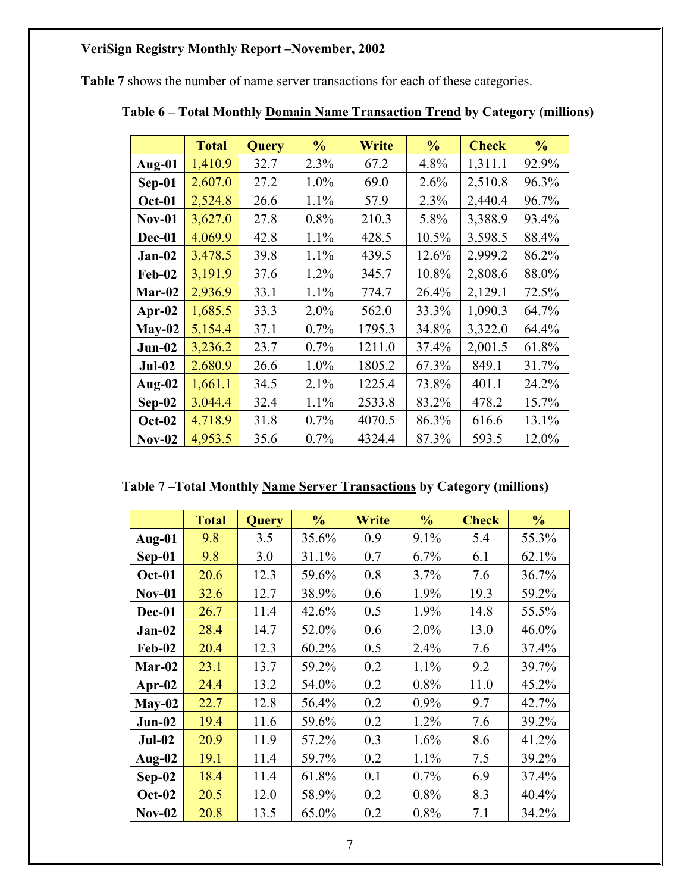**VeriSign Registry Monthly Report –November, 2002**

**Table 7** shows the number of name server transactions for each of these categories.

**Table 6 – Total Monthly Domain Name Transaction Trend by Category (millions)**

| | Total | Query | % | Write | % | Check | % |
|---|---|---|---|---|---|---|---|
| Aug-01 | 1,410.9 | 32.7 | 2.3% | 67.2 | 4.8% | 1,311.1 | 92.9% |
| Sep-01 | 2,607.0 | 27.2 | 1.0% | 69.0 | 2.6% | 2,510.8 | 96.3% |
| Oct-01 | 2,524.8 | 26.6 | 1.1% | 57.9 | 2.3% | 2,440.4 | 96.7% |
| Nov-01 | 3,627.0 | 27.8 | 0.8% | 210.3 | 5.8% | 3,388.9 | 93.4% |
| Dec-01 | 4,069.9 | 42.8 | 1.1% | 428.5 | 10.5% | 3,598.5 | 88.4% |
| Jan-02 | 3,478.5 | 39.8 | 1.1% | 439.5 | 12.6% | 2,999.2 | 86.2% |
| Feb-02 | 3,191.9 | 37.6 | 1.2% | 345.7 | 10.8% | 2,808.6 | 88.0% |
| Mar-02 | 2,936.9 | 33.1 | 1.1% | 774.7 | 26.4% | 2,129.1 | 72.5% |
| Apr-02 | 1,685.5 | 33.3 | 2.0% | 562.0 | 33.3% | 1,090.3 | 64.7% |
| May-02 | 5,154.4 | 37.1 | 0.7% | 1795.3 | 34.8% | 3,322.0 | 64.4% |
| Jun-02 | 3,236.2 | 23.7 | 0.7% | 1211.0 | 37.4% | 2,001.5 | 61.8% |
| Jul-02 | 2,680.9 | 26.6 | 1.0% | 1805.2 | 67.3% | 849.1 | 31.7% |
| Aug-02 | 1,661.1 | 34.5 | 2.1% | 1225.4 | 73.8% | 401.1 | 24.2% |
| Sep-02 | 3,044.4 | 32.4 | 1.1% | 2533.8 | 83.2% | 478.2 | 15.7% |
| Oct-02 | 4,718.9 | 31.8 | 0.7% | 4070.5 | 86.3% | 616.6 | 13.1% |
| Nov-02 | 4,953.5 | 35.6 | 0.7% | 4324.4 | 87.3% | 593.5 | 12.0% |

**Table 7 –Total Monthly Name Server Transactions by Category (millions)**

| | Total | Query | % | Write | % | Check | % |
|---|---|---|---|---|---|---|---|
| Aug-01 | 9.8 | 3.5 | 35.6% | 0.9 | 9.1% | 5.4 | 55.3% |
| Sep-01 | 9.8 | 3.0 | 31.1% | 0.7 | 6.7% | 6.1 | 62.1% |
| Oct-01 | 20.6 | 12.3 | 59.6% | 0.8 | 3.7% | 7.6 | 36.7% |
| Nov-01 | 32.6 | 12.7 | 38.9% | 0.6 | 1.9% | 19.3 | 59.2% |
| Dec-01 | 26.7 | 11.4 | 42.6% | 0.5 | 1.9% | 14.8 | 55.5% |
| Jan-02 | 28.4 | 14.7 | 52.0% | 0.6 | 2.0% | 13.0 | 46.0% |
| Feb-02 | 20.4 | 12.3 | 60.2% | 0.5 | 2.4% | 7.6 | 37.4% |
| Mar-02 | 23.1 | 13.7 | 59.2% | 0.2 | 1.1% | 9.2 | 39.7% |
| Apr-02 | 24.4 | 13.2 | 54.0% | 0.2 | 0.8% | 11.0 | 45.2% |
| May-02 | 22.7 | 12.8 | 56.4% | 0.2 | 0.9% | 9.7 | 42.7% |
| Jun-02 | 19.4 | 11.6 | 59.6% | 0.2 | 1.2% | 7.6 | 39.2% |
| Jul-02 | 20.9 | 11.9 | 57.2% | 0.3 | 1.6% | 8.6 | 41.2% |
| Aug-02 | 19.1 | 11.4 | 59.7% | 0.2 | 1.1% | 7.5 | 39.2% |
| Sep-02 | 18.4 | 11.4 | 61.8% | 0.1 | 0.7% | 6.9 | 37.4% |
| Oct-02 | 20.5 | 12.0 | 58.9% | 0.2 | 0.8% | 8.3 | 40.4% |
| Nov-02 | 20.8 | 13.5 | 65.0% | 0.2 | 0.8% | 7.1 | 34.2% |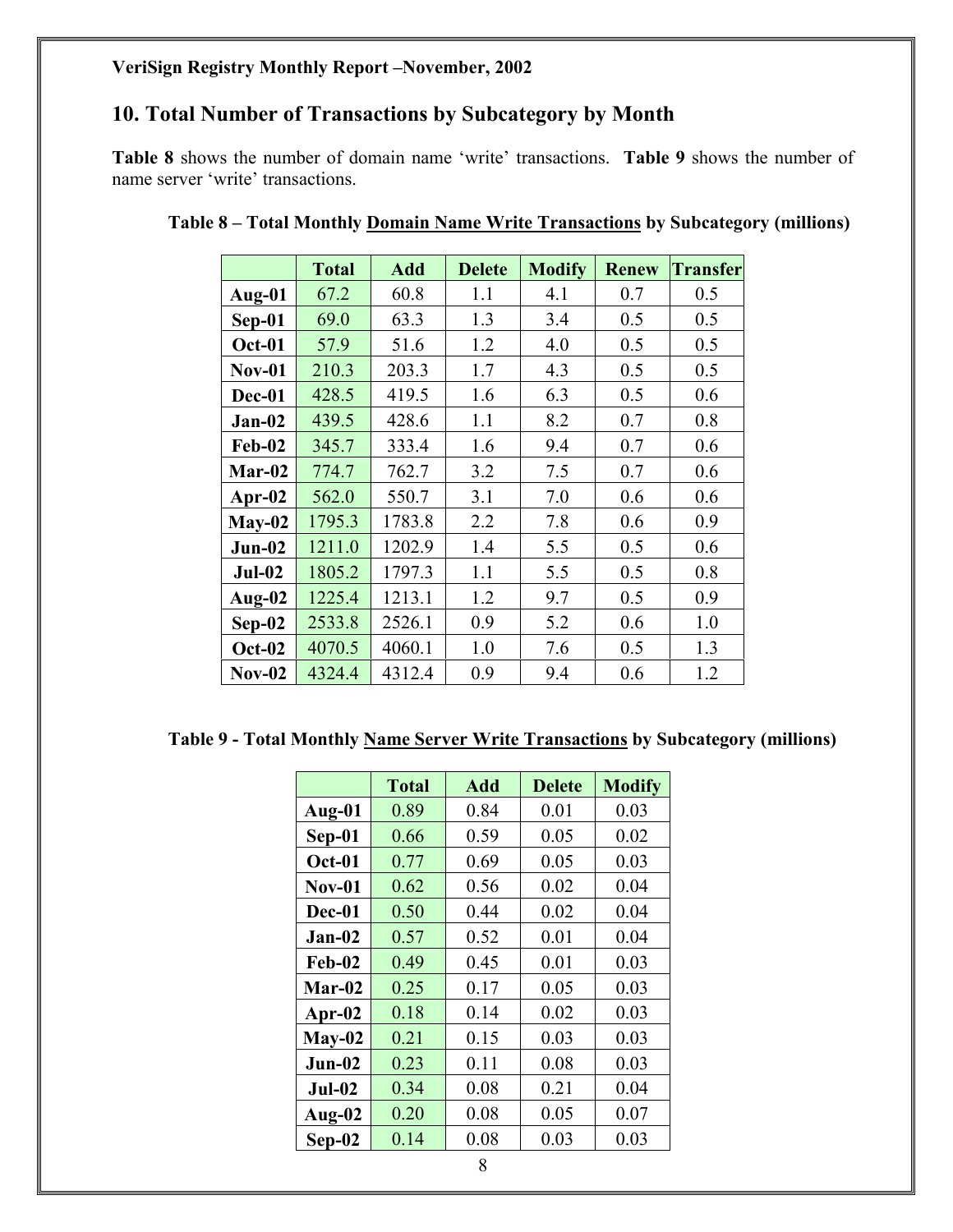VeriSign Registry Monthly Report –November, 2002

## 10. Total Number of Transactions by Subcategory by Month

**Table 8** shows the number of domain name 'write' transactions. **Table 9** shows the number of name server 'write' transactions.

**Table 8 – Total Monthly Domain Name Write Transactions by Subcategory (millions)**

| | Total | Add | Delete | Modify | Renew | Transfer |
|---|---|---|---|---|---|---|
| Aug-01 | 67.2 | 60.8 | 1.1 | 4.1 | 0.7 | 0.5 |
| Sep-01 | 69.0 | 63.3 | 1.3 | 3.4 | 0.5 | 0.5 |
| Oct-01 | 57.9 | 51.6 | 1.2 | 4.0 | 0.5 | 0.5 |
| Nov-01 | 210.3 | 203.3 | 1.7 | 4.3 | 0.5 | 0.5 |
| Dec-01 | 428.5 | 419.5 | 1.6 | 6.3 | 0.5 | 0.6 |
| Jan-02 | 439.5 | 428.6 | 1.1 | 8.2 | 0.7 | 0.8 |
| Feb-02 | 345.7 | 333.4 | 1.6 | 9.4 | 0.7 | 0.6 |
| Mar-02 | 774.7 | 762.7 | 3.2 | 7.5 | 0.7 | 0.6 |
| Apr-02 | 562.0 | 550.7 | 3.1 | 7.0 | 0.6 | 0.6 |
| May-02 | 1795.3 | 1783.8 | 2.2 | 7.8 | 0.6 | 0.9 |
| Jun-02 | 1211.0 | 1202.9 | 1.4 | 5.5 | 0.5 | 0.6 |
| Jul-02 | 1805.2 | 1797.3 | 1.1 | 5.5 | 0.5 | 0.8 |
| Aug-02 | 1225.4 | 1213.1 | 1.2 | 9.7 | 0.5 | 0.9 |
| Sep-02 | 2533.8 | 2526.1 | 0.9 | 5.2 | 0.6 | 1.0 |
| Oct-02 | 4070.5 | 4060.1 | 1.0 | 7.6 | 0.5 | 1.3 |
| Nov-02 | 4324.4 | 4312.4 | 0.9 | 9.4 | 0.6 | 1.2 |

**Table 9 - Total Monthly Name Server Write Transactions by Subcategory (millions)**

| | Total | Add | Delete | Modify |
|---|---|---|---|---|
| Aug-01 | 0.89 | 0.84 | 0.01 | 0.03 |
| Sep-01 | 0.66 | 0.59 | 0.05 | 0.02 |
| Oct-01 | 0.77 | 0.69 | 0.05 | 0.03 |
| Nov-01 | 0.62 | 0.56 | 0.02 | 0.04 |
| Dec-01 | 0.50 | 0.44 | 0.02 | 0.04 |
| Jan-02 | 0.57 | 0.52 | 0.01 | 0.04 |
| Feb-02 | 0.49 | 0.45 | 0.01 | 0.03 |
| Mar-02 | 0.25 | 0.17 | 0.05 | 0.03 |
| Apr-02 | 0.18 | 0.14 | 0.02 | 0.03 |
| May-02 | 0.21 | 0.15 | 0.03 | 0.03 |
| Jun-02 | 0.23 | 0.11 | 0.08 | 0.03 |
| Jul-02 | 0.34 | 0.08 | 0.21 | 0.04 |
| Aug-02 | 0.20 | 0.08 | 0.05 | 0.07 |
| Sep-02 | 0.14 | 0.08 | 0.03 | 0.03 |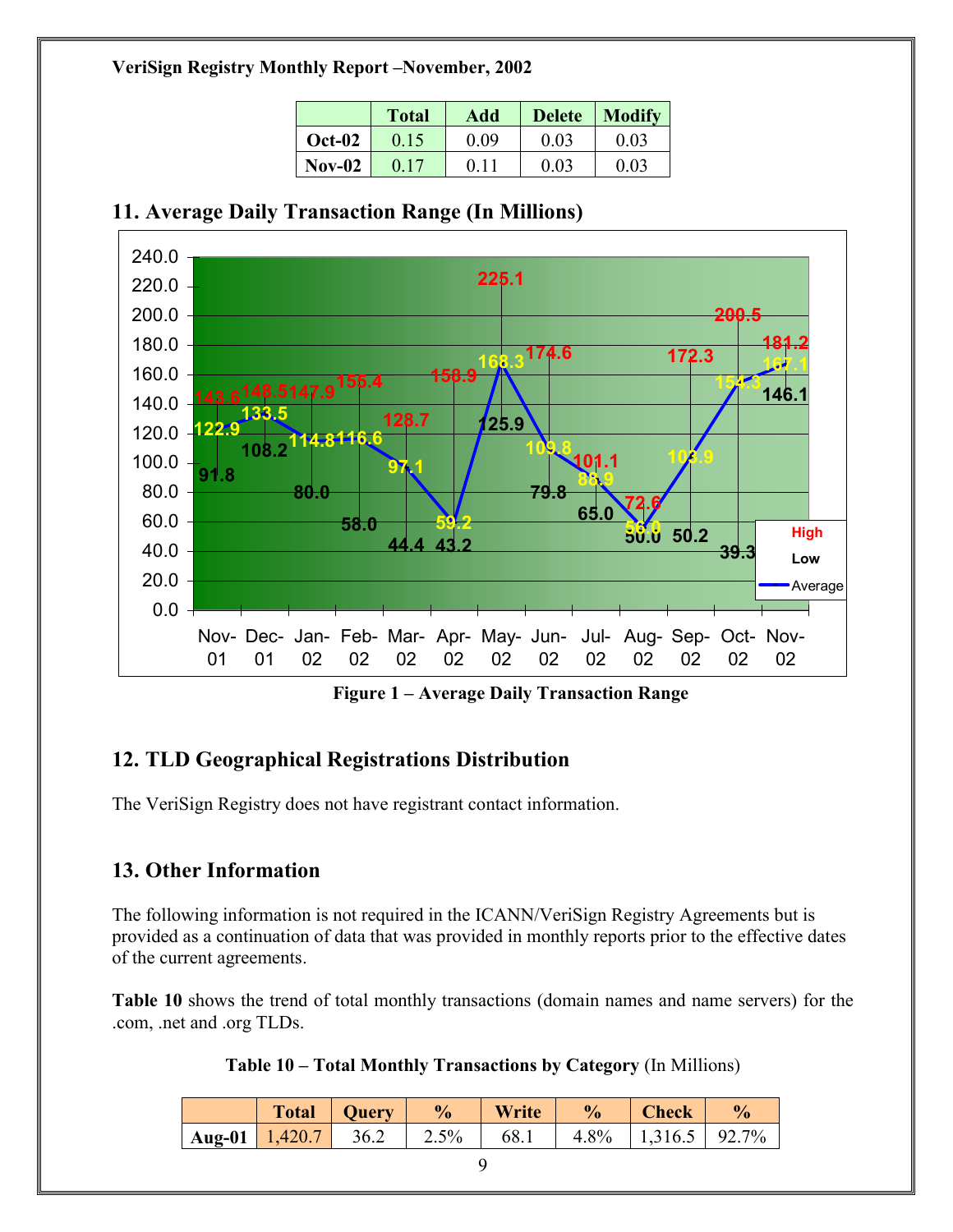**VeriSign Registry Monthly Report –November, 2002**

| | Total | Add | Delete | Modify |
|---|---|---|---|---|
| Oct-02 | 0.15 | 0.09 | 0.03 | 0.03 |
| Nov-02 | 0.17 | 0.11 | 0.03 | 0.03 |

## 11. Average Daily Transaction Range (In Millions)

| Month | High | Average | Low |
|---|---|---|---|
| Nov-01 | 143.6 | 122.9 | 91.8 |
| Dec-01 | 148.5 | 133.5 | 108.2 |
| Jan-02 | 147.9 | 114.8 | 80.0 |
| Feb-02 | 155.4 | 116.6 | 58.0 |
| Mar-02 | 128.7 | 97.1 | 44.4 |
| Apr-02 | 158.9 | 59.2 | 43.2 |
| May-02 | 225.1 | 168.3 | 125.9 |
| Jun-02 | 174.6 | 109.8 | 79.8 |
| Jul-02 | 101.1 | 88.9 | 65.0 |
| Aug-02 | 72.6 | 56.0 | 50.0 |
| Sep-02 | 172.3 | 103.9 | 50.2 |
| Oct-02 | 200.5 | 154.3 | 39.3 |
| Nov-02 | 181.2 | 167.1 | 146.1 |

**Figure 1 – Average Daily Transaction Range**

## 12. TLD Geographical Registrations Distribution

The VeriSign Registry does not have registrant contact information.

## 13. Other Information

The following information is not required in the ICANN/VeriSign Registry Agreements but is provided as a continuation of data that was provided in monthly reports prior to the effective dates of the current agreements.

**Table 10** shows the trend of total monthly transactions (domain names and name servers) for the .com, .net and .org TLDs.

**Table 10 – Total Monthly Transactions by Category** (In Millions)

| | Total | Query | % | Write | % | Check | % |
|---|---|---|---|---|---|---|---|
| Aug-01 | 1,420.7 | 36.2 | 2.5% | 68.1 | 4.8% | 1,316.5 | 92.7% |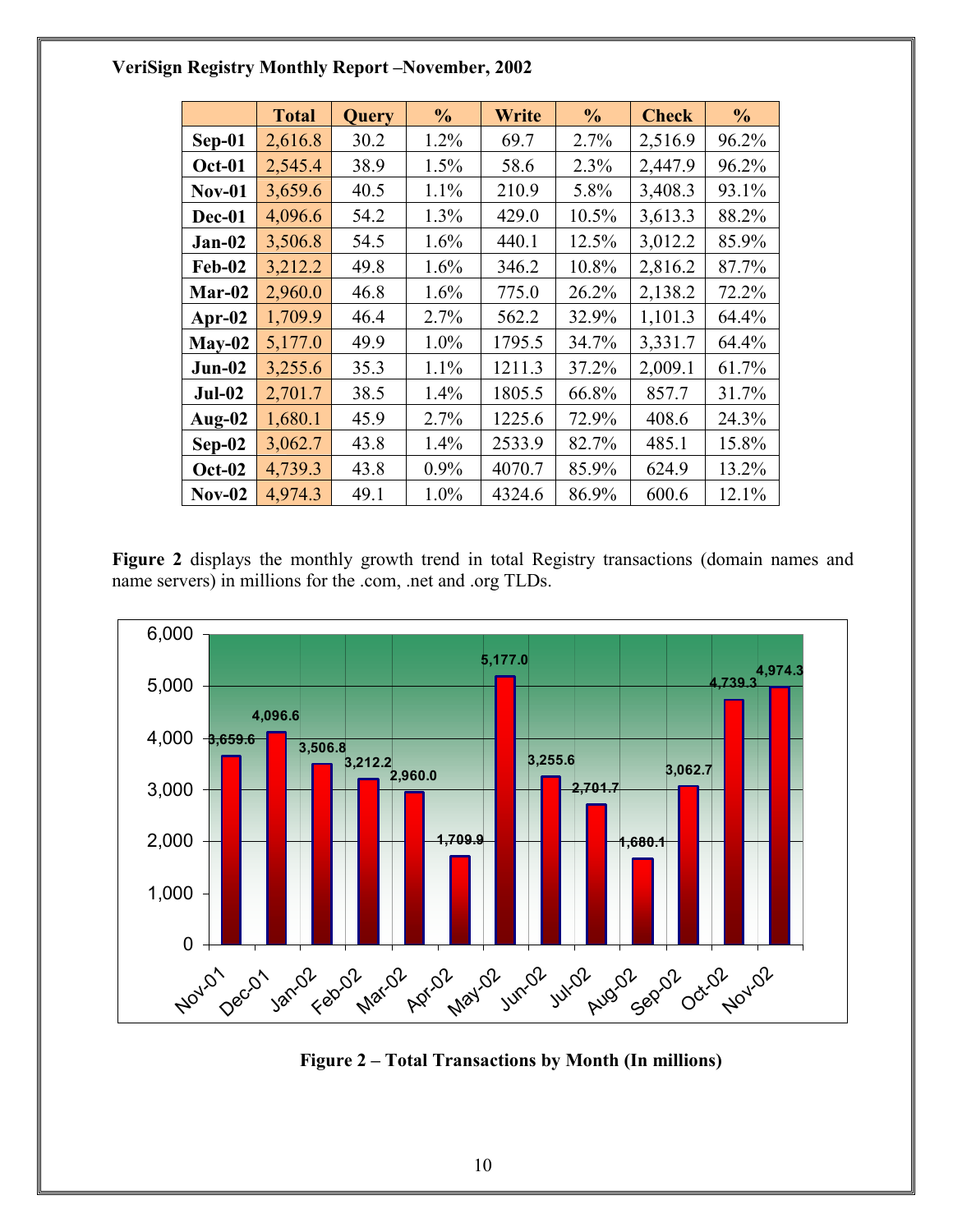**VeriSign Registry Monthly Report –November, 2002**

| | Total | Query | % | Write | % | Check | % |
|---|---|---|---|---|---|---|---|
| **Sep-01** | 2,616.8 | 30.2 | 1.2% | 69.7 | 2.7% | 2,516.9 | 96.2% |
| **Oct-01** | 2,545.4 | 38.9 | 1.5% | 58.6 | 2.3% | 2,447.9 | 96.2% |
| **Nov-01** | 3,659.6 | 40.5 | 1.1% | 210.9 | 5.8% | 3,408.3 | 93.1% |
| **Dec-01** | 4,096.6 | 54.2 | 1.3% | 429.0 | 10.5% | 3,613.3 | 88.2% |
| **Jan-02** | 3,506.8 | 54.5 | 1.6% | 440.1 | 12.5% | 3,012.2 | 85.9% |
| **Feb-02** | 3,212.2 | 49.8 | 1.6% | 346.2 | 10.8% | 2,816.2 | 87.7% |
| **Mar-02** | 2,960.0 | 46.8 | 1.6% | 775.0 | 26.2% | 2,138.2 | 72.2% |
| **Apr-02** | 1,709.9 | 46.4 | 2.7% | 562.2 | 32.9% | 1,101.3 | 64.4% |
| **May-02** | 5,177.0 | 49.9 | 1.0% | 1795.5 | 34.7% | 3,331.7 | 64.4% |
| **Jun-02** | 3,255.6 | 35.3 | 1.1% | 1211.3 | 37.2% | 2,009.1 | 61.7% |
| **Jul-02** | 2,701.7 | 38.5 | 1.4% | 1805.5 | 66.8% | 857.7 | 31.7% |
| **Aug-02** | 1,680.1 | 45.9 | 2.7% | 1225.6 | 72.9% | 408.6 | 24.3% |
| **Sep-02** | 3,062.7 | 43.8 | 1.4% | 2533.9 | 82.7% | 485.1 | 15.8% |
| **Oct-02** | 4,739.3 | 43.8 | 0.9% | 4070.7 | 85.9% | 624.9 | 13.2% |
| **Nov-02** | 4,974.3 | 49.1 | 1.0% | 4324.6 | 86.9% | 600.6 | 12.1% |

**Figure 2** displays the monthly growth trend in total Registry transactions (domain names and name servers) in millions for the .com, .net and .org TLDs.

| Month | Total Transactions (millions) |
|---|---|
| Nov-01 | 3,659.6 |
| Dec-01 | 4,096.6 |
| Jan-02 | 3,506.8 |
| Feb-02 | 3,212.2 |
| Mar-02 | 2,960.0 |
| Apr-02 | 1,709.9 |
| May-02 | 5,177.0 |
| Jun-02 | 3,255.6 |
| Jul-02 | 2,701.7 |
| Aug-02 | 1,680.1 |
| Sep-02 | 3,062.7 |
| Oct-02 | 4,739.3 |
| Nov-02 | 4,974.3 |

**Figure 2 – Total Transactions by Month (In millions)**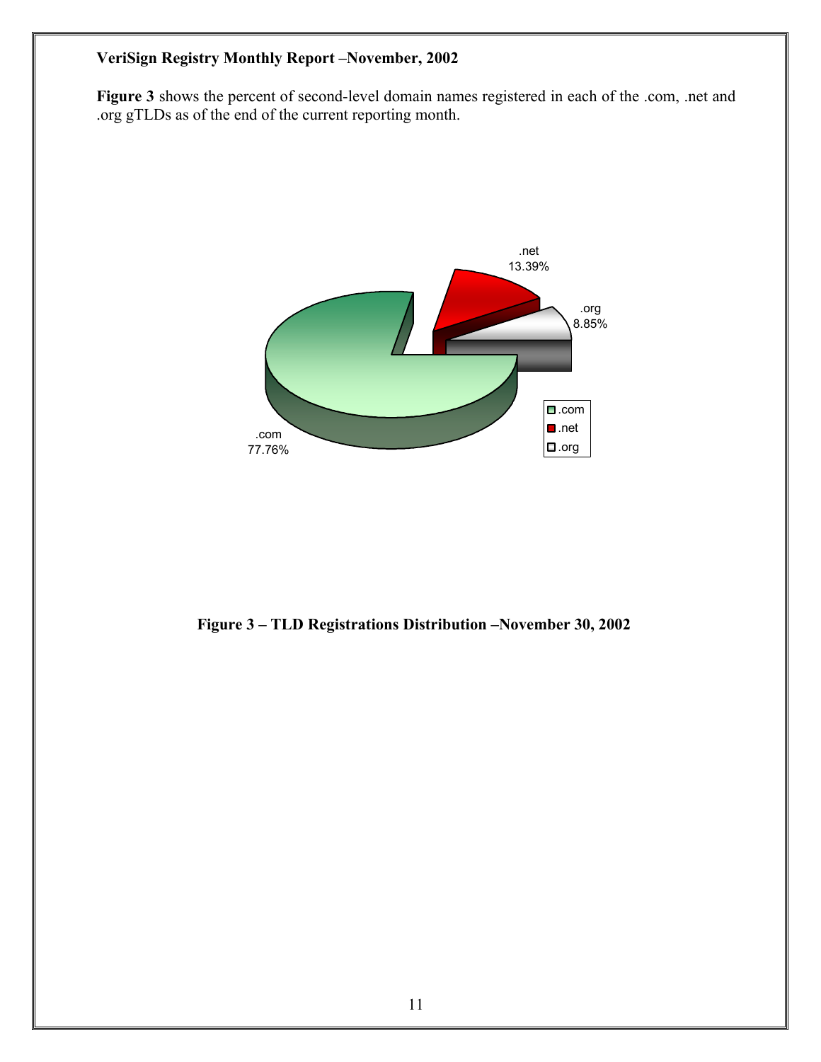**VeriSign Registry Monthly Report –November, 2002**

**Figure 3** shows the percent of second-level domain names registered in each of the .com, .net and .org gTLDs as of the end of the current reporting month.

.net 13.39%

.org 8.85%

.com 77.76%

**Figure 3 – TLD Registrations Distribution –November 30, 2002**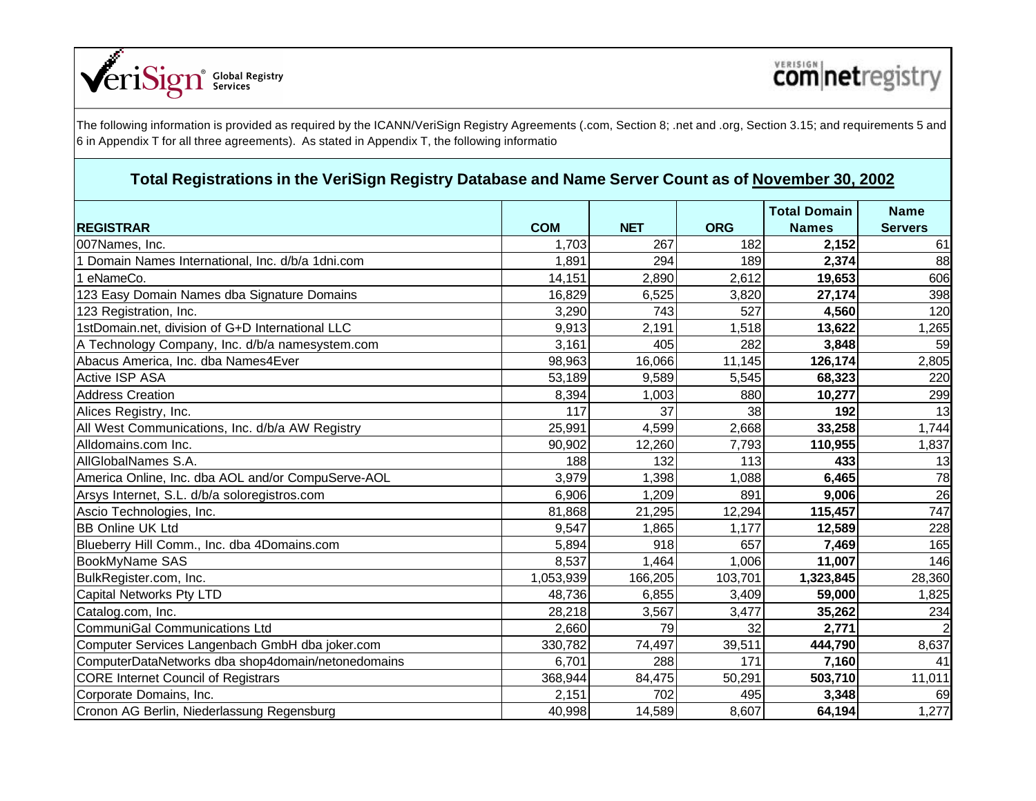VeriSign® Global Registry Services

VERISIGN com|netregistry

The following information is provided as required by the ICANN/VeriSign Registry Agreements (.com, Section 8; .net and .org, Section 3.15; and requirements 5 and 6 in Appendix T for all three agreements). As stated in Appendix T, the following informatio

## Total Registrations in the VeriSign Registry Database and Name Server Count as of November 30, 2002

| REGISTRAR | COM | NET | ORG | Total Domain Names | Name Servers |
|---|---|---|---|---|---|
| 007Names, Inc. | 1,703 | 267 | 182 | **2,152** | 61 |
| 1 Domain Names International, Inc. d/b/a 1dni.com | 1,891 | 294 | 189 | **2,374** | 88 |
| 1 eNameCo. | 14,151 | 2,890 | 2,612 | **19,653** | 606 |
| 123 Easy Domain Names dba Signature Domains | 16,829 | 6,525 | 3,820 | **27,174** | 398 |
| 123 Registration, Inc. | 3,290 | 743 | 527 | **4,560** | 120 |
| 1stDomain.net, division of G+D International LLC | 9,913 | 2,191 | 1,518 | **13,622** | 1,265 |
| A Technology Company, Inc. d/b/a namesystem.com | 3,161 | 405 | 282 | **3,848** | 59 |
| Abacus America, Inc. dba Names4Ever | 98,963 | 16,066 | 11,145 | **126,174** | 2,805 |
| Active ISP ASA | 53,189 | 9,589 | 5,545 | **68,323** | 220 |
| Address Creation | 8,394 | 1,003 | 880 | **10,277** | 299 |
| Alices Registry, Inc. | 117 | 37 | 38 | **192** | 13 |
| All West Communications, Inc. d/b/a AW Registry | 25,991 | 4,599 | 2,668 | **33,258** | 1,744 |
| Alldomains.com Inc. | 90,902 | 12,260 | 7,793 | **110,955** | 1,837 |
| AllGlobalNames S.A. | 188 | 132 | 113 | **433** | 13 |
| America Online, Inc. dba AOL and/or CompuServe-AOL | 3,979 | 1,398 | 1,088 | **6,465** | 78 |
| Arsys Internet, S.L. d/b/a soloregistros.com | 6,906 | 1,209 | 891 | **9,006** | 26 |
| Ascio Technologies, Inc. | 81,868 | 21,295 | 12,294 | **115,457** | 747 |
| BB Online UK Ltd | 9,547 | 1,865 | 1,177 | **12,589** | 228 |
| Blueberry Hill Comm., Inc. dba 4Domains.com | 5,894 | 918 | 657 | **7,469** | 165 |
| BookMyName SAS | 8,537 | 1,464 | 1,006 | **11,007** | 146 |
| BulkRegister.com, Inc. | 1,053,939 | 166,205 | 103,701 | **1,323,845** | 28,360 |
| Capital Networks Pty LTD | 48,736 | 6,855 | 3,409 | **59,000** | 1,825 |
| Catalog.com, Inc. | 28,218 | 3,567 | 3,477 | **35,262** | 234 |
| CommuniGal Communications Ltd | 2,660 | 79 | 32 | **2,771** | 2 |
| Computer Services Langenbach GmbH dba joker.com | 330,782 | 74,497 | 39,511 | **444,790** | 8,637 |
| ComputerDataNetworks dba shop4domain/netonedomains | 6,701 | 288 | 171 | **7,160** | 41 |
| CORE Internet Council of Registrars | 368,944 | 84,475 | 50,291 | **503,710** | 11,011 |
| Corporate Domains, Inc. | 2,151 | 702 | 495 | **3,348** | 69 |
| Cronon AG Berlin, Niederlassung Regensburg | 40,998 | 14,589 | 8,607 | **64,194** | 1,277 |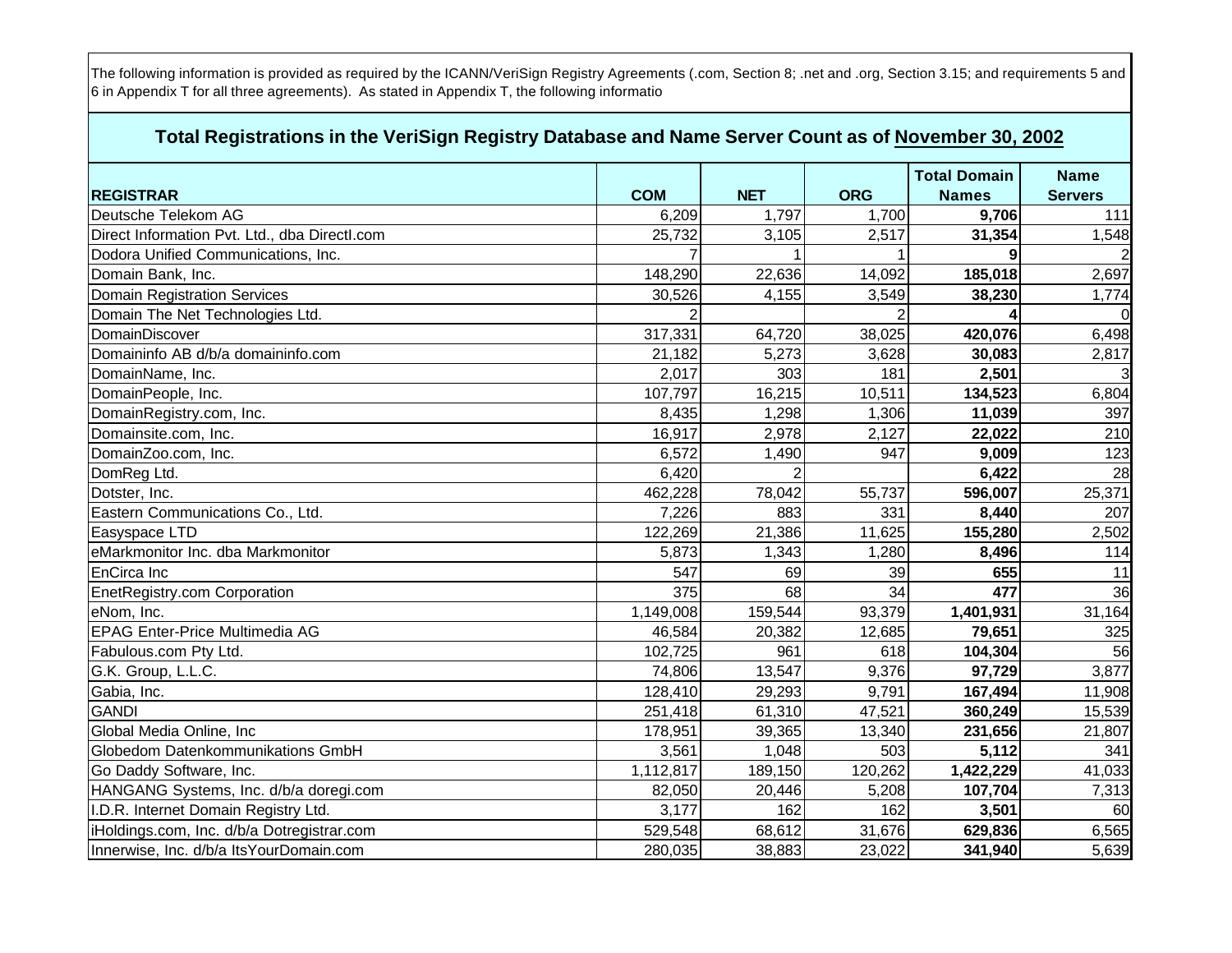The following information is provided as required by the ICANN/VeriSign Registry Agreements (.com, Section 8; .net and .org, Section 3.15; and requirements 5 and 6 in Appendix T for all three agreements). As stated in Appendix T, the following informatio

## Total Registrations in the VeriSign Registry Database and Name Server Count as of November 30, 2002

| REGISTRAR | COM | NET | ORG | Total Domain Names | Name Servers |
|---|---|---|---|---|---|
| Deutsche Telekom AG | 6,209 | 1,797 | 1,700 | **9,706** | 111 |
| Direct Information Pvt. Ltd., dba DirectI.com | 25,732 | 3,105 | 2,517 | **31,354** | 1,548 |
| Dodora Unified Communications, Inc. | 7 | 1 | 1 | **9** | 2 |
| Domain Bank, Inc. | 148,290 | 22,636 | 14,092 | **185,018** | 2,697 |
| Domain Registration Services | 30,526 | 4,155 | 3,549 | **38,230** | 1,774 |
| Domain The Net Technologies Ltd. | 2 | | 2 | **4** | 0 |
| DomainDiscover | 317,331 | 64,720 | 38,025 | **420,076** | 6,498 |
| Domaininfo AB d/b/a domaininfo.com | 21,182 | 5,273 | 3,628 | **30,083** | 2,817 |
| DomainName, Inc. | 2,017 | 303 | 181 | **2,501** | 3 |
| DomainPeople, Inc. | 107,797 | 16,215 | 10,511 | **134,523** | 6,804 |
| DomainRegistry.com, Inc. | 8,435 | 1,298 | 1,306 | **11,039** | 397 |
| Domainsite.com, Inc. | 16,917 | 2,978 | 2,127 | **22,022** | 210 |
| DomainZoo.com, Inc. | 6,572 | 1,490 | 947 | **9,009** | 123 |
| DomReg Ltd. | 6,420 | 2 | | **6,422** | 28 |
| Dotster, Inc. | 462,228 | 78,042 | 55,737 | **596,007** | 25,371 |
| Eastern Communications Co., Ltd. | 7,226 | 883 | 331 | **8,440** | 207 |
| Easyspace LTD | 122,269 | 21,386 | 11,625 | **155,280** | 2,502 |
| eMarkmonitor Inc. dba Markmonitor | 5,873 | 1,343 | 1,280 | **8,496** | 114 |
| EnCirca Inc | 547 | 69 | 39 | **655** | 11 |
| EnetRegistry.com Corporation | 375 | 68 | 34 | **477** | 36 |
| eNom, Inc. | 1,149,008 | 159,544 | 93,379 | **1,401,931** | 31,164 |
| EPAG Enter-Price Multimedia AG | 46,584 | 20,382 | 12,685 | **79,651** | 325 |
| Fabulous.com Pty Ltd. | 102,725 | 961 | 618 | **104,304** | 56 |
| G.K. Group, L.L.C. | 74,806 | 13,547 | 9,376 | **97,729** | 3,877 |
| Gabia, Inc. | 128,410 | 29,293 | 9,791 | **167,494** | 11,908 |
| GANDI | 251,418 | 61,310 | 47,521 | **360,249** | 15,539 |
| Global Media Online, Inc | 178,951 | 39,365 | 13,340 | **231,656** | 21,807 |
| Globedom Datenkommunikations GmbH | 3,561 | 1,048 | 503 | **5,112** | 341 |
| Go Daddy Software, Inc. | 1,112,817 | 189,150 | 120,262 | **1,422,229** | 41,033 |
| HANGANG Systems, Inc. d/b/a doregi.com | 82,050 | 20,446 | 5,208 | **107,704** | 7,313 |
| I.D.R. Internet Domain Registry Ltd. | 3,177 | 162 | 162 | **3,501** | 60 |
| iHoldings.com, Inc. d/b/a Dotregistrar.com | 529,548 | 68,612 | 31,676 | **629,836** | 6,565 |
| Innerwise, Inc. d/b/a ItsYourDomain.com | 280,035 | 38,883 | 23,022 | **341,940** | 5,639 |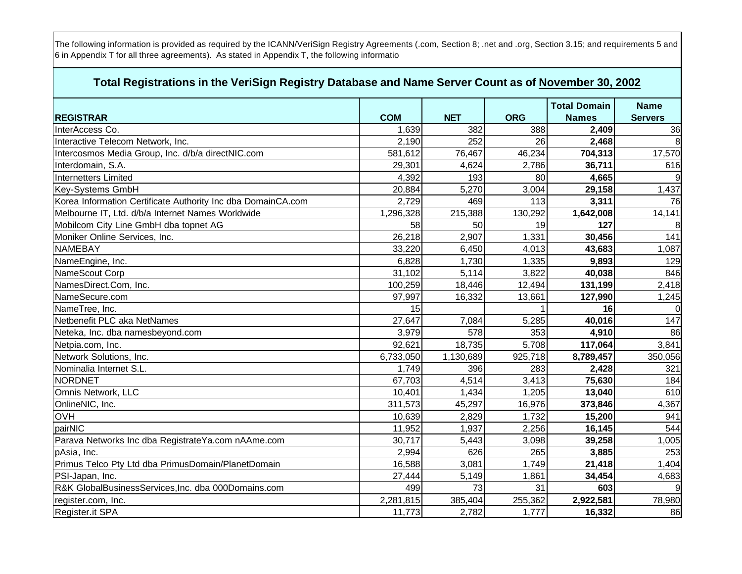The following information is provided as required by the ICANN/VeriSign Registry Agreements (.com, Section 8; .net and .org, Section 3.15; and requirements 5 and 6 in Appendix T for all three agreements). As stated in Appendix T, the following informatio

## Total Registrations in the VeriSign Registry Database and Name Server Count as of November 30, 2002

| REGISTRAR | COM | NET | ORG | Total Domain Names | Name Servers |
|---|---|---|---|---|---|
| InterAccess Co. | 1,639 | 382 | 388 | **2,409** | 36 |
| Interactive Telecom Network, Inc. | 2,190 | 252 | 26 | **2,468** | 8 |
| Intercosmos Media Group, Inc. d/b/a directNIC.com | 581,612 | 76,467 | 46,234 | **704,313** | 17,570 |
| Interdomain, S.A. | 29,301 | 4,624 | 2,786 | **36,711** | 616 |
| Internetters Limited | 4,392 | 193 | 80 | **4,665** | 9 |
| Key-Systems GmbH | 20,884 | 5,270 | 3,004 | **29,158** | 1,437 |
| Korea Information Certificate Authority Inc dba DomainCA.com | 2,729 | 469 | 113 | **3,311** | 76 |
| Melbourne IT, Ltd. d/b/a Internet Names Worldwide | 1,296,328 | 215,388 | 130,292 | **1,642,008** | 14,141 |
| Mobilcom City Line GmbH dba topnet AG | 58 | 50 | 19 | **127** | 8 |
| Moniker Online Services, Inc. | 26,218 | 2,907 | 1,331 | **30,456** | 141 |
| NAMEBAY | 33,220 | 6,450 | 4,013 | **43,683** | 1,087 |
| NameEngine, Inc. | 6,828 | 1,730 | 1,335 | **9,893** | 129 |
| NameScout Corp | 31,102 | 5,114 | 3,822 | **40,038** | 846 |
| NamesDirect.Com, Inc. | 100,259 | 18,446 | 12,494 | **131,199** | 2,418 |
| NameSecure.com | 97,997 | 16,332 | 13,661 | **127,990** | 1,245 |
| NameTree, Inc. | 15 | | 1 | **16** | 0 |
| Netbenefit PLC aka NetNames | 27,647 | 7,084 | 5,285 | **40,016** | 147 |
| Neteka, Inc. dba namesbeyond.com | 3,979 | 578 | 353 | **4,910** | 86 |
| Netpia.com, Inc. | 92,621 | 18,735 | 5,708 | **117,064** | 3,841 |
| Network Solutions, Inc. | 6,733,050 | 1,130,689 | 925,718 | **8,789,457** | 350,056 |
| Nominalia Internet S.L. | 1,749 | 396 | 283 | **2,428** | 321 |
| NORDNET | 67,703 | 4,514 | 3,413 | **75,630** | 184 |
| Omnis Network, LLC | 10,401 | 1,434 | 1,205 | **13,040** | 610 |
| OnlineNIC, Inc. | 311,573 | 45,297 | 16,976 | **373,846** | 4,367 |
| OVH | 10,639 | 2,829 | 1,732 | **15,200** | 941 |
| pairNIC | 11,952 | 1,937 | 2,256 | **16,145** | 544 |
| Parava Networks Inc dba RegistrateYa.com nAAme.com | 30,717 | 5,443 | 3,098 | **39,258** | 1,005 |
| pAsia, Inc. | 2,994 | 626 | 265 | **3,885** | 253 |
| Primus Telco Pty Ltd dba PrimusDomain/PlanetDomain | 16,588 | 3,081 | 1,749 | **21,418** | 1,404 |
| PSI-Japan, Inc. | 27,444 | 5,149 | 1,861 | **34,454** | 4,683 |
| R&K GlobalBusinessServices,Inc. dba 000Domains.com | 499 | 73 | 31 | **603** | 9 |
| register.com, Inc. | 2,281,815 | 385,404 | 255,362 | **2,922,581** | 78,980 |
| Register.it SPA | 11,773 | 2,782 | 1,777 | **16,332** | 86 |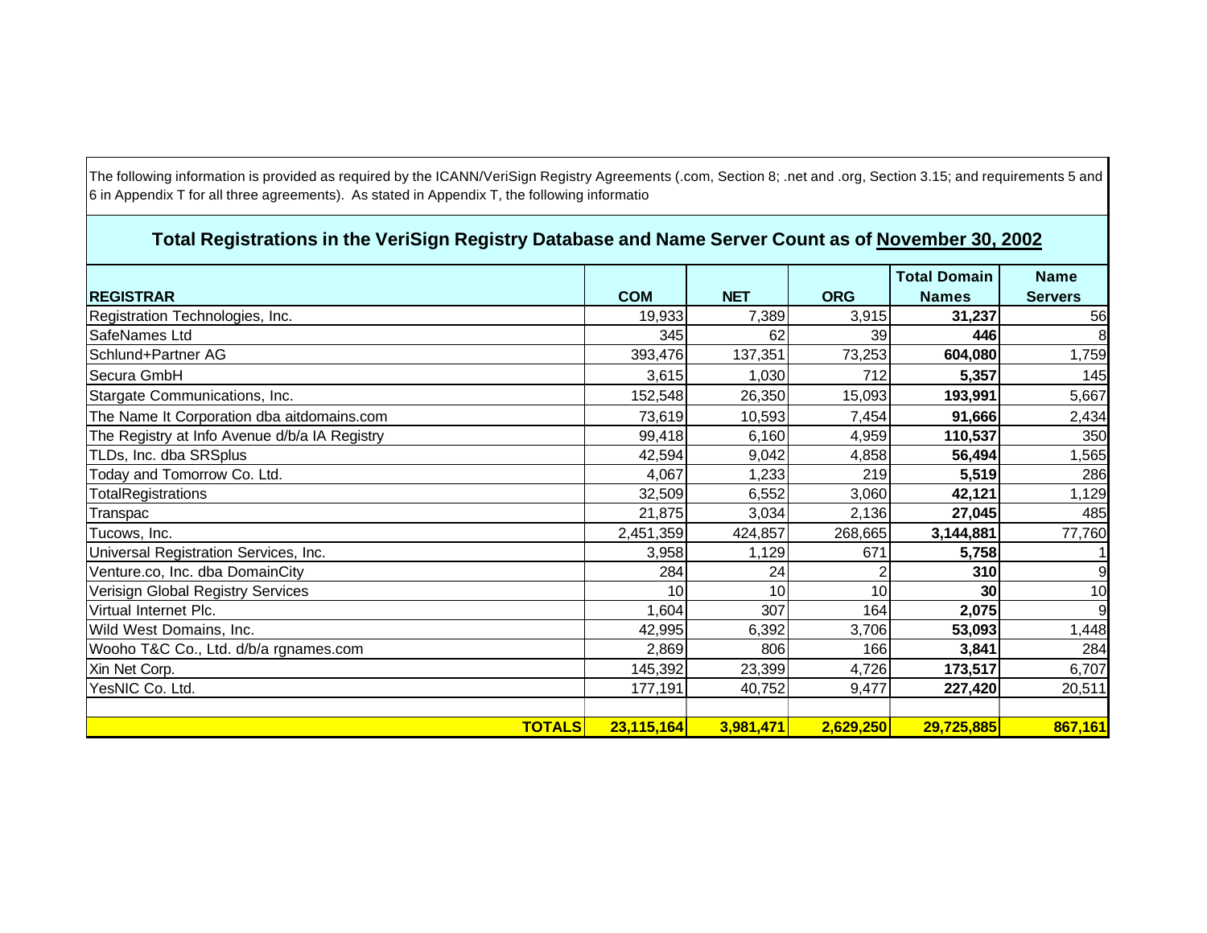The following information is provided as required by the ICANN/VeriSign Registry Agreements (.com, Section 8; .net and .org, Section 3.15; and requirements 5 and 6 in Appendix T for all three agreements). As stated in Appendix T, the following informatio

## Total Registrations in the VeriSign Registry Database and Name Server Count as of November 30, 2002

| REGISTRAR | COM | NET | ORG | Total Domain Names | Name Servers |
|---|---|---|---|---|---|
| Registration Technologies, Inc. | 19,933 | 7,389 | 3,915 | **31,237** | 56 |
| SafeNames Ltd | 345 | 62 | 39 | **446** | 8 |
| Schlund+Partner AG | 393,476 | 137,351 | 73,253 | **604,080** | 1,759 |
| Secura GmbH | 3,615 | 1,030 | 712 | **5,357** | 145 |
| Stargate Communications, Inc. | 152,548 | 26,350 | 15,093 | **193,991** | 5,667 |
| The Name It Corporation dba aitdomains.com | 73,619 | 10,593 | 7,454 | **91,666** | 2,434 |
| The Registry at Info Avenue d/b/a IA Registry | 99,418 | 6,160 | 4,959 | **110,537** | 350 |
| TLDs, Inc. dba SRSplus | 42,594 | 9,042 | 4,858 | **56,494** | 1,565 |
| Today and Tomorrow Co. Ltd. | 4,067 | 1,233 | 219 | **5,519** | 286 |
| TotalRegistrations | 32,509 | 6,552 | 3,060 | **42,121** | 1,129 |
| Transpac | 21,875 | 3,034 | 2,136 | **27,045** | 485 |
| Tucows, Inc. | 2,451,359 | 424,857 | 268,665 | **3,144,881** | 77,760 |
| Universal Registration Services, Inc. | 3,958 | 1,129 | 671 | **5,758** | 1 |
| Venture.co, Inc. dba DomainCity | 284 | 24 | 2 | **310** | 9 |
| Verisign Global Registry Services | 10 | 10 | 10 | **30** | 10 |
| Virtual Internet Plc. | 1,604 | 307 | 164 | **2,075** | 9 |
| Wild West Domains, Inc. | 42,995 | 6,392 | 3,706 | **53,093** | 1,448 |
| Wooho T&C Co., Ltd. d/b/a rgnames.com | 2,869 | 806 | 166 | **3,841** | 284 |
| Xin Net Corp. | 145,392 | 23,399 | 4,726 | **173,517** | 6,707 |
| YesNIC Co. Ltd. | 177,191 | 40,752 | 9,477 | **227,420** | 20,511 |
| | | | | | |
| **TOTALS** | **23,115,164** | **3,981,471** | **2,629,250** | **29,725,885** | **867,161** |